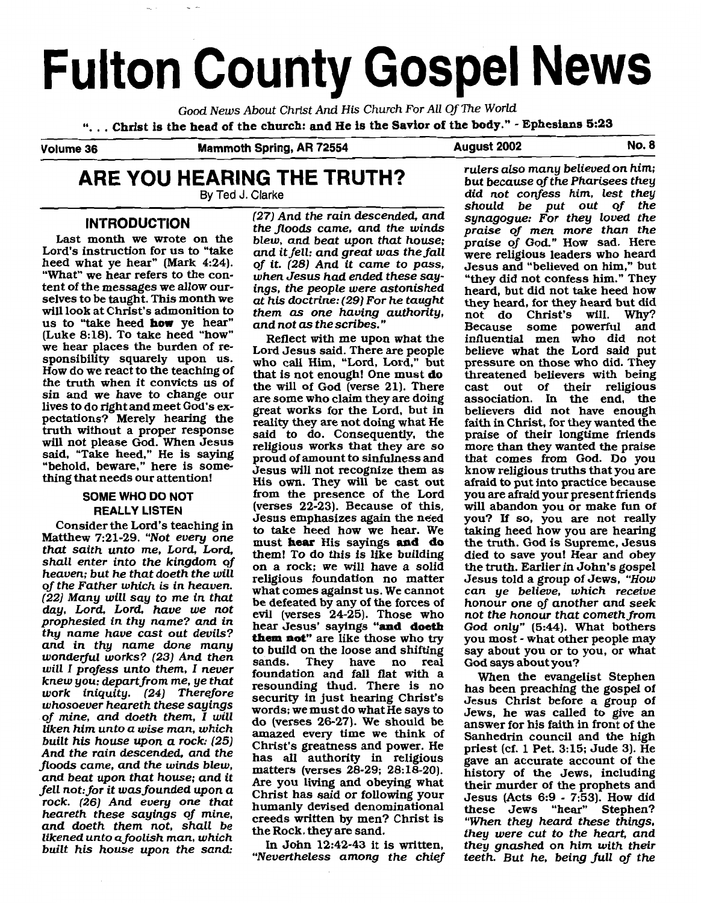# Fulton County Gospel News

*Good News About Christ And His Church For All Of The World*

**". . . Christ is the head of the church: and He is the Savior of the body." - Ephesians 5:23**

**Volume 36** **Mammoth Spring, AR 72554** **August 2002** **No. 8**

## ARE YOU HEARING THE TRUTH?

By Ted J. Clarke

### INTRODUCTION

Last month we wrote on the Lord's instruction for us to "take heed what ye hear" (Mark 4:24). "What" we hear refers to the content of the messages we allow ourselves to be taught. This month we will look at Christ's admonition to us to "take heed **how** ye hear" (Luke 8:18). To take heed "how" we hear places the burden of responsibility squarely upon us. How do we react to the teaching of the truth when it convicts us of sin and we have to change our lives to do right and meet God's expectations? Merely hearing the truth without a proper response will not please God. When Jesus said, "Take heed," He is saying "behold, beware," here is something that needs our attention!

### SOME WHO DO NOT REALLY LISTEN

Consider the Lord's teaching in Matthew 7:21-29. *"Not every one that saith unto me, Lord, Lord, shall enter into the kingdom of heaven; but he that doeth the will of the Father which is in heaven. (22) Many will say to me in that day, Lord, Lord, have we not prophesied in thy name? and in thy name have cast out devils? and in thy name done many wonderful works? (23) And then will I profess unto them, I never knew you: depart from me, ye that work iniquity. (24) Therefore whosoever heareth these sayings of mine, and doeth them, I will liken him unto a wise man, which built his house upon a rock: (25) And the rain descended, and the floods came, and the winds blew, and beat upon that house; and it fell not: for it was founded upon a rock. (26) And every one that heareth these sayings of mine, and doeth them not, shall be likened unto a foolish man, which built his house upon the sand: (27) And the rain descended, and the floods came, and the winds blew, and beat upon that house; and it fell: and great was the fall of it. (28) And it came to pass, when Jesus had ended these sayings, the people were astonished at his doctrine: (29) For he taught them as one having authority, and not as the scribes."*

Reflect with me upon what the Lord Jesus said. There are people who call Him, "Lord, Lord," but that is not enough! One must **do** the will of God (verse 21). There are some who claim they are doing great works for the Lord, but in reality they are not doing what He said to do. Consequently, the religious works that they are so proud of amount to sinfulness and Jesus will not recognize them as His own. They will be cast out from the presence of the Lord (verses 22-23). Because of this, Jesus emphasizes again the need to take heed how we hear. We must **hear** His sayings **and do** them! To do this is like building on a rock; we will have a solid religious foundation no matter what comes against us. We cannot be defeated by any of the forces of evil (verses 24-25). Those who hear Jesus' sayings **"and doeth them not"** are like those who try to build on the loose and shifting sands. They have no real foundation and fall flat with a resounding thud. There is no security in just hearing Christ's words; we must do what He says to do (verses 26-27). We should be amazed every time we think of Christ's greatness and power. He has all authority in religious matters (verses 28-29; 28:18-20). Are you living and obeying what Christ has said or following your humanly devised denominational creeds written by men? Christ is the Rock, they are sand.

In John 12:42-43 it is written, *"Nevertheless among the chief rulers also many believed on him; but because of the Pharisees they did not confess him, lest they should be put out of the synagogue: For they loved the praise of men more than the praise of God."* How sad. Here were religious leaders who heard Jesus and "believed on him," but "they did not confess him." They heard, but did not take heed how they heard, for they heard but did not do Christ's will. Why? Because some powerful and influential men who did not believe what the Lord said put pressure on those who did. They threatened believers with being cast out of their religious association. In the end, the believers did not have enough faith in Christ, for they wanted the praise of their longtime friends more than they wanted the praise that comes from God. Do you know religious truths that you are afraid to put into practice because you are afraid your present friends will abandon you or make fun of you? If so, you are not really taking heed how you are hearing the truth. God is Supreme, Jesus died to save you! Hear and obey the truth. Earlier in John's gospel Jesus told a group of Jews, *"How can ye believe, which receive honour one of another and seek not the honour that cometh from God only"* (5:44). What bothers you most - what other people may say about you or to you, or what God says about you?

When the evangelist Stephen has been preaching the gospel of Jesus Christ before a group of Jews, he was called to give an answer for his faith in front of the Sanhedrin council and the high priest (cf. 1 Pet. 3:15; Jude 3). He gave an accurate account of the history of the Jews, including their murder of the prophets and Jesus (Acts 6:9 - 7:53). How did these Jews "hear" Stephen? *"When they heard these things, they were cut to the heart, and they gnashed on him with their teeth. But he, being full of the*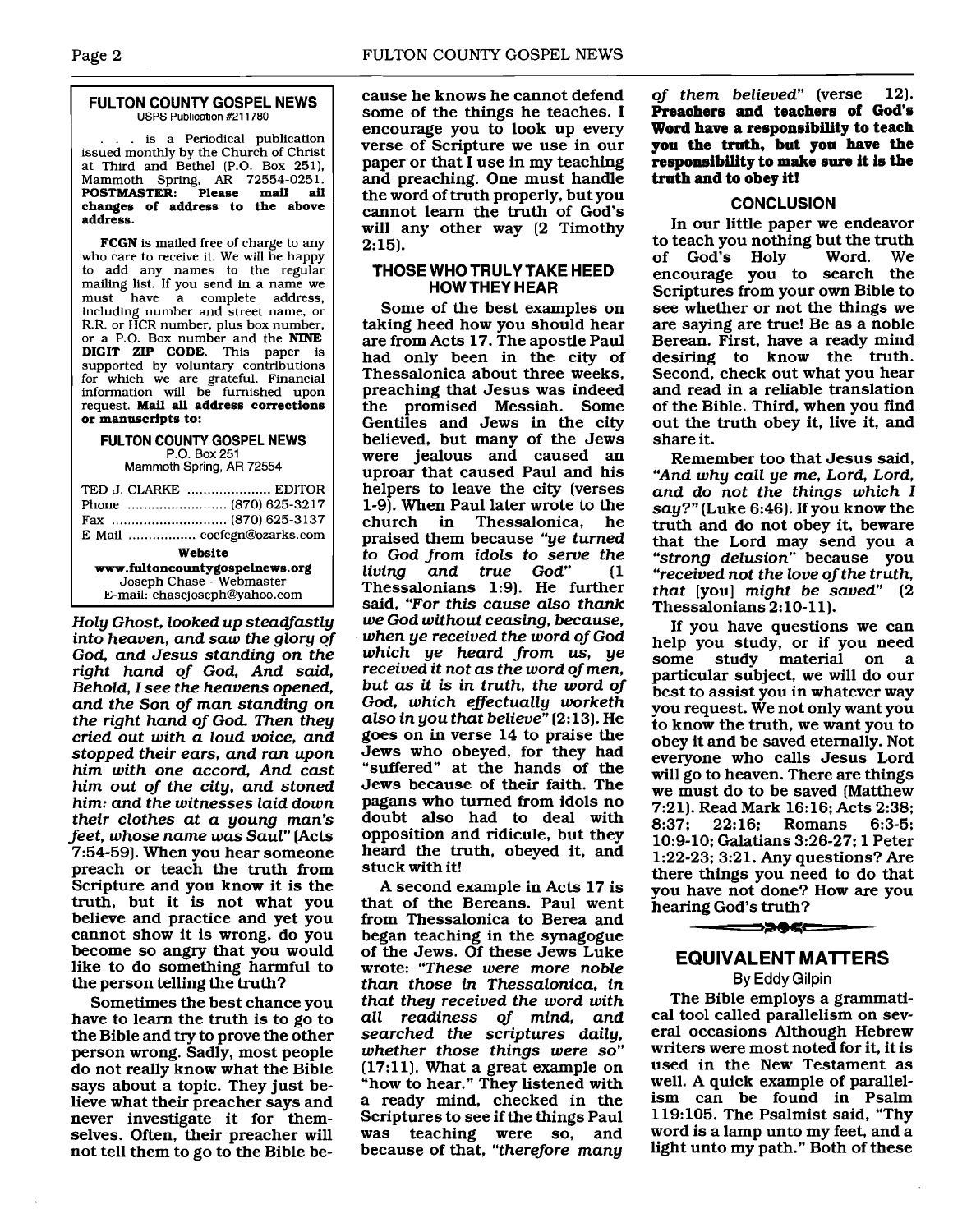## FULTON COUNTY GOSPEL NEWS

USPS Publication #211780

. . . is a Periodical publication issued monthly by the Church of Christ at Third and Bethel (P.O. Box 251), Mammoth Spring, AR 72554-0251. **POSTMASTER: Please mail all changes of address to the above address.**

**FCGN** is mailed free of charge to any who care to receive it. We will be happy to add any names to the regular mailing list. If you send in a name we must have a complete address, including number and street name, or R.R. or HCR number, plus box number, or a P.O. Box number and the **NINE DIGIT ZIP CODE.** This paper is supported by voluntary contributions for which we are grateful. Financial information will be furnished upon request. **Mail all address corrections or manuscripts to:**

**FULTON COUNTY GOSPEL NEWS**
P.O. Box 251
Mammoth Spring, AR 72554

TED J. CLARKE ..................... EDITOR
Phone ......................... (870) 625-3217
Fax ............................ (870) 625-3137
E-Mail ................ cocfcgn@ozarks.com

**Website**
**www.fultoncountygospelnews.org**
Joseph Chase - Webmaster
E-mail: chasejoseph@yahoo.com

*Holy Ghost, looked up steadfastly into heaven, and saw the glory of God, and Jesus standing on the right hand of God, And said, Behold, I see the heavens opened, and the Son of man standing on the right hand of God. Then they cried out with a loud voice, and stopped their ears, and ran upon him with one accord, And cast him out of the city, and stoned him: and the witnesses laid down their clothes at a young man's feet, whose name was Saul"* (Acts 7:54-59). When you hear someone preach or teach the truth from Scripture and you know it is the truth, but it is not what you believe and practice and yet you cannot show it is wrong, do you become so angry that you would like to do something harmful to the person telling the truth?

Sometimes the best chance you have to learn the truth is to go to the Bible and try to prove the other person wrong. Sadly, most people do not really know what the Bible says about a topic. They just believe what their preacher says and never investigate it for themselves. Often, their preacher will not tell them to go to the Bible because he knows he cannot defend some of the things he teaches. I encourage you to look up every verse of Scripture we use in our paper or that I use in my teaching and preaching. One must handle the word of truth properly, but you cannot learn the truth of God's will any other way (2 Timothy 2:15).

### THOSE WHO TRULY TAKE HEED HOW THEY HEAR

Some of the best examples on taking heed how you should hear are from Acts 17. The apostle Paul had only been in the city of Thessalonica about three weeks, preaching that Jesus was indeed the promised Messiah. Some Gentiles and Jews in the city believed, but many of the Jews were jealous and caused an uproar that caused Paul and his helpers to leave the city (verses 1-9). When Paul later wrote to the church in Thessalonica, he praised them because *"ye turned to God from idols to serve the living and true God"* (1 Thessalonians 1:9). He further said, *"For this cause also thank we God without ceasing, because, when ye received the word of God which ye heard from us, ye received it not as the word of men, but as it is in truth, the word of God, which effectually worketh also in you that believe"* (2:13). He goes on in verse 14 to praise the Jews who obeyed, for they had "suffered" at the hands of the Jews because of their faith. The pagans who turned from idols no doubt also had to deal with opposition and ridicule, but they heard the truth, obeyed it, and stuck with it!

A second example in Acts 17 is that of the Bereans. Paul went from Thessalonica to Berea and began teaching in the synagogue of the Jews. Of these Jews Luke wrote: *"These were more noble than those in Thessalonica, in that they received the word with all readiness of mind, and searched the scriptures daily, whether those things were so"* (17:11). What a great example on "how to hear." They listened with a ready mind, checked in the Scriptures to see if the things Paul was teaching were so, and because of that, *"therefore many of them believed"* (verse 12). **Preachers and teachers of God's Word have a responsibility to teach you the truth, but you have the responsibility to make sure it is the truth and to obey it!**

### CONCLUSION

In our little paper we endeavor to teach you nothing but the truth of God's Holy Word. We encourage you to search the Scriptures from your own Bible to see whether or not the things we are saying are true! Be as a noble Berean. First, have a ready mind desiring to know the truth. Second, check out what you hear and read in a reliable translation of the Bible. Third, when you find out the truth obey it, live it, and share it.

Remember too that Jesus said, *"And why call ye me, Lord, Lord, and do not the things which I say?"* (Luke 6:46). If you know the truth and do not obey it, beware that the Lord may send you a *"strong delusion"* because you *"received not the love of the truth, that* [you] *might be saved"* (2 Thessalonians 2:10-11).

If you have questions we can help you study, or if you need some study material on a particular subject, we will do our best to assist you in whatever way you request. We not only want you to know the truth, we want you to obey it and be saved eternally. Not everyone who calls Jesus Lord will go to heaven. There are things we must do to be saved (Matthew 7:21). Read Mark 16:16; Acts 2:38; 8:37; 22:16; Romans 6:3-5; 10:9-10; Galatians 3:26-27; 1 Peter 1:22-23; 3:21. Any questions? Are there things you need to do that you have not done? How are you hearing God's truth?

## EQUIVALENT MATTERS

By Eddy Gilpin

The Bible employs a grammatical tool called parallelism on several occasions Although Hebrew writers were most noted for it, it is used in the New Testament as well. A quick example of parallelism can be found in Psalm 119:105. The Psalmist said, "Thy word is a lamp unto my feet, and a light unto my path." Both of these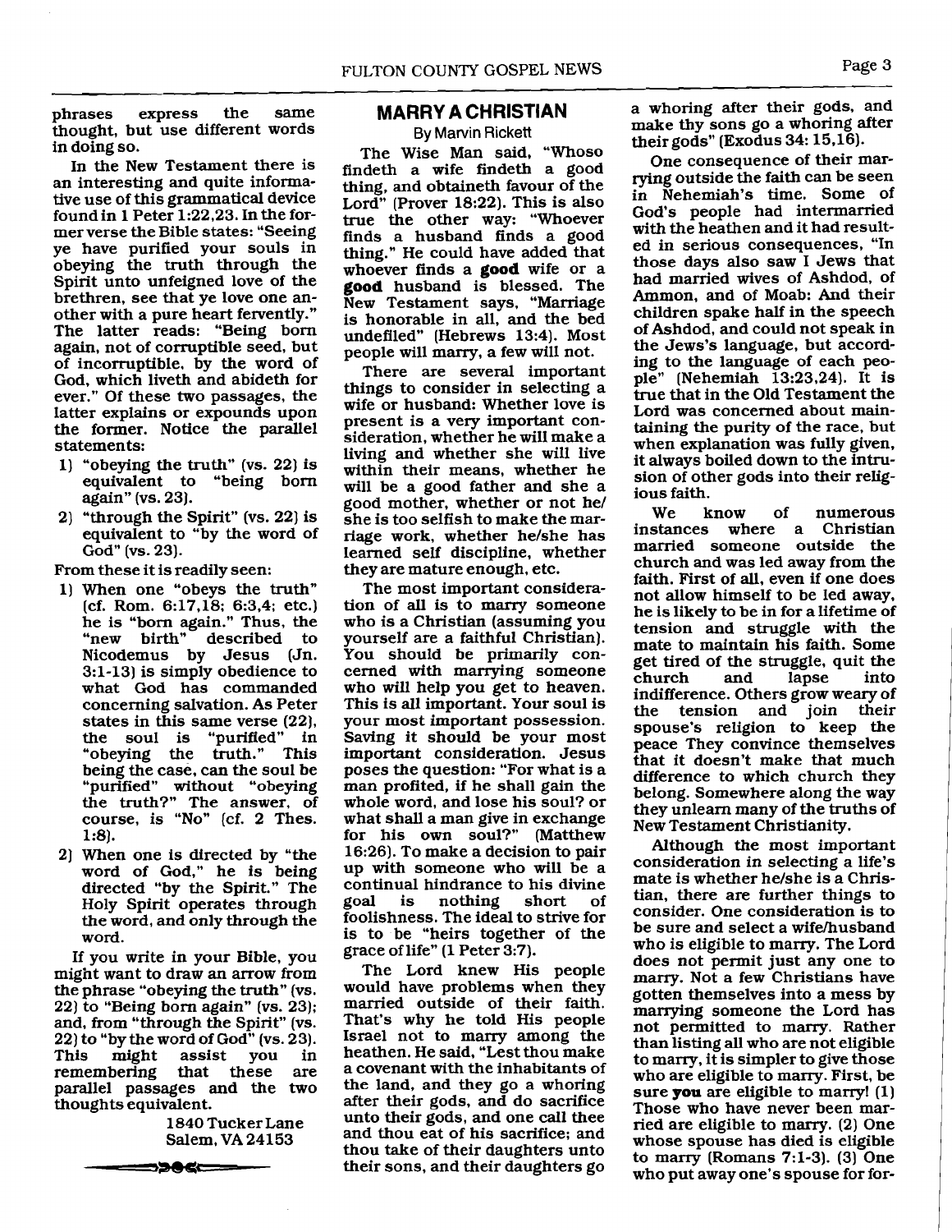phrases express the same thought, but use different words in doing so.

In the New Testament there is an interesting and quite informative use of this grammatical device found in 1 Peter 1:22,23. In the former verse the Bible states: "Seeing ye have purified your souls in obeying the truth through the Spirit unto unfeigned love of the brethren, see that ye love one another with a pure heart fervently." The latter reads: "Being born again, not of corruptible seed, but of incorruptible, by the word of God, which liveth and abideth for ever." Of these two passages, the latter explains or expounds upon the former. Notice the parallel statements:

1) "obeying the truth" (vs. 22) is equivalent to "being born again" (vs. 23).
2) "through the Spirit" (vs. 22) is equivalent to "by the word of God" (vs. 23).

From these it is readily seen:

1) When one "obeys the truth" (cf. Rom. 6:17,18; 6:3,4; etc.) he is "born again." Thus, the "new birth" described to Nicodemus by Jesus (Jn. 3:1-13) is simply obedience to what God has commanded concerning salvation. As Peter states in this same verse (22), the soul is "purified" in "obeying the truth." This being the case, can the soul be "purified" without "obeying the truth?" The answer, of course, is "No" (cf. 2 Thes. 1:8).
2) When one is directed by "the word of God," he is being directed "by the Spirit." The Holy Spirit operates through the word, and only through the word.

If you write in your Bible, you might want to draw an arrow from the phrase "obeying the truth" (vs. 22) to "Being born again" (vs. 23); and, from "through the Spirit" (vs. 22) to "by the word of God" (vs. 23). This might assist you in remembering that these are parallel passages and the two thoughts equivalent.

1840 Tucker Lane
Salem, VA 24153

## MARRY A CHRISTIAN

By Marvin Rickett

The Wise Man said, "Whoso findeth a wife findeth a good thing, and obtaineth favour of the Lord" (Prover 18:22). This is also true the other way: "Whoever finds a husband finds a good thing." He could have added that whoever finds a **good** wife or a **good** husband is blessed. The New Testament says, "Marriage is honorable in all, and the bed undefiled" (Hebrews 13:4). Most people will marry, a few will not.

There are several important things to consider in selecting a wife or husband: Whether love is present is a very important consideration, whether he will make a living and whether she will live within their means, whether he will be a good father and she a good mother, whether or not he/she is too selfish to make the marriage work, whether he/she has learned self discipline, whether they are mature enough, etc.

The most important consideration of all is to marry someone who is a Christian (assuming you yourself are a faithful Christian). You should be primarily concerned with marrying someone who will help you get to heaven. This is all important. Your soul is your most important possession. Saving it should be your most important consideration. Jesus poses the question: "For what is a man profited, if he shall gain the whole word, and lose his soul? or what shall a man give in exchange for his own soul?" (Matthew 16:26). To make a decision to pair up with someone who will be a continual hindrance to his divine goal is nothing short of foolishness. The ideal to strive for is to be "heirs together of the grace of life" (1 Peter 3:7).

The Lord knew His people would have problems when they married outside of their faith. That's why he told His people Israel not to marry among the heathen. He said, "Lest thou make a covenant with the inhabitants of the land, and they go a whoring after their gods, and do sacrifice unto their gods, and one call thee and thou eat of his sacrifice; and thou take of their daughters unto their sons, and their daughters go a whoring after their gods, and make thy sons go a whoring after their gods" (Exodus 34: 15,16).

One consequence of their marrying outside the faith can be seen in Nehemiah's time. Some of God's people had intermarried with the heathen and it had resulted in serious consequences, "In those days also saw I Jews that had married wives of Ashdod, of Ammon, and of Moab: And their children spake half in the speech of Ashdod, and could not speak in the Jews's language, but according to the language of each people" (Nehemiah 13:23,24). It is true that in the Old Testament the Lord was concerned about maintaining the purity of the race, but when explanation was fully given, it always boiled down to the intrusion of other gods into their religious faith.

We know of numerous instances where a Christian married someone outside the church and was led away from the faith. First of all, even if one does not allow himself to be led away, he is likely to be in for a lifetime of tension and struggle with the mate to maintain his faith. Some get tired of the struggle, quit the church and lapse into indifference. Others grow weary of the tension and join their spouse's religion to keep the peace They convince themselves that it doesn't make that much difference to which church they belong. Somewhere along the way they unlearn many of the truths of New Testament Christianity.

Although the most important consideration in selecting a life's mate is whether he/she is a Christian, there are further things to consider. One consideration is to be sure and select a wife/husband who is eligible to marry. The Lord does not permit just any one to marry. Not a few Christians have gotten themselves into a mess by marrying someone the Lord has not permitted to marry. Rather than listing all who are not eligible to marry, it is simpler to give those who are eligible to marry. First, be sure **you** are eligible to marry! (1) Those who have never been married are eligible to marry. (2) One whose spouse has died is eligible to marry (Romans 7:1-3). (3) One who put away one's spouse for for-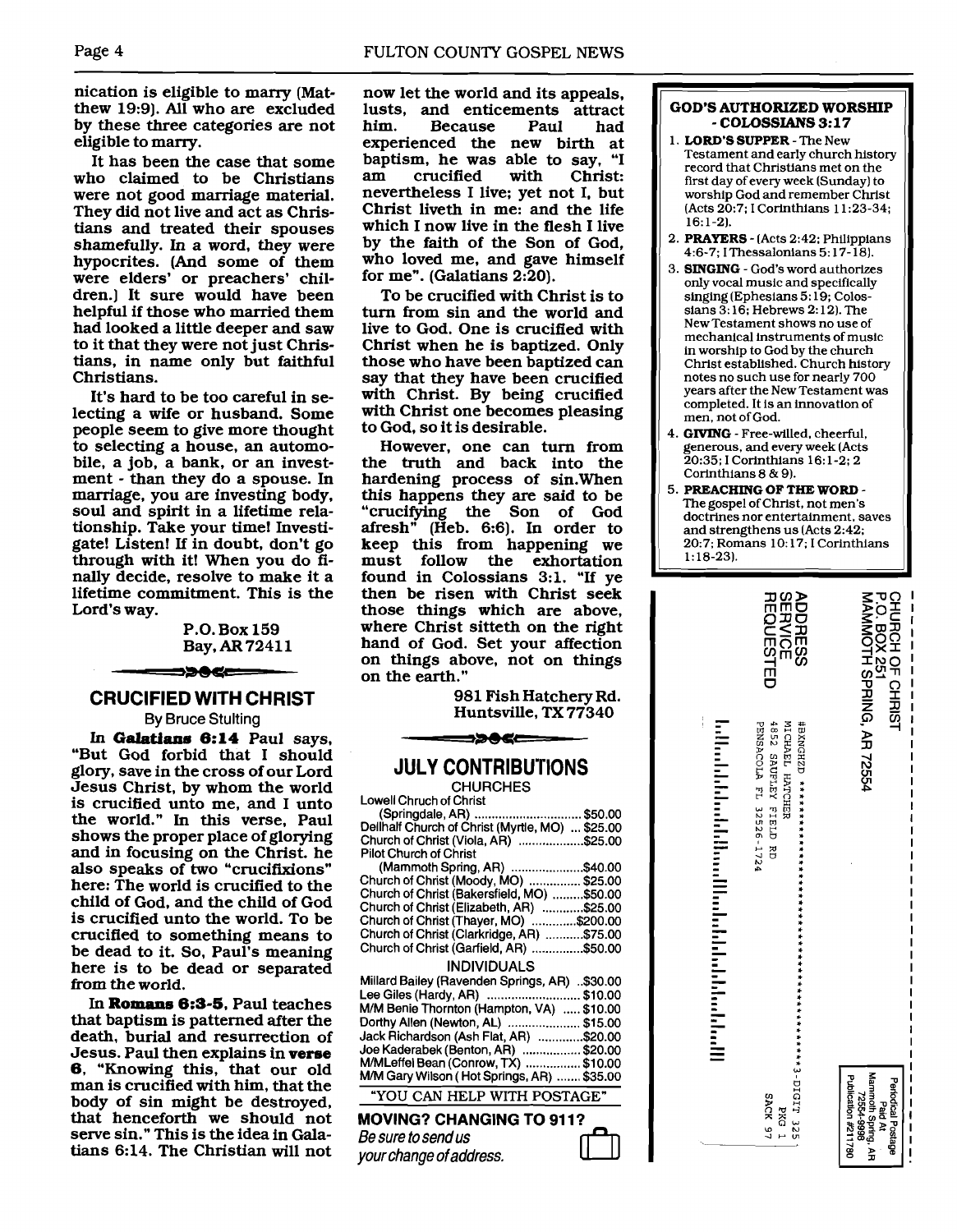nication is eligible to marry (Matthew 19:9). All who are excluded by these three categories are not eligible to marry.

It has been the case that some who claimed to be Christians were not good marriage material. They did not live and act as Christians and treated their spouses shamefully. In a word, they were hypocrites. (And some of them were elders' or preachers' children.) It sure would have been helpful if those who married them had looked a little deeper and saw to it that they were not just Christians, in name only but faithful Christians.

It's hard to be too careful in selecting a wife or husband. Some people seem to give more thought to selecting a house, an automobile, a job, a bank, or an investment - than they do a spouse. In marriage, you are investing body, soul and spirit in a lifetime relationship. Take your time! Investigate! Listen! If in doubt, don't go through with it! When you do finally decide, resolve to make it a lifetime commitment. This is the Lord's way.

P.O. Box 159
Bay, AR 72411

## CRUCIFIED WITH CHRIST

By Bruce Stulting

In **Galatians 6:14** Paul says, "But God forbid that I should glory, save in the cross of our Lord Jesus Christ, by whom the world is crucified unto me, and I unto the world." In this verse, Paul shows the proper place of glorying and in focusing on the Christ. he also speaks of two "crucifixions" here: The world is crucified to the child of God, and the child of God is crucified unto the world. To be crucified to something means to be dead to it. So, Paul's meaning here is to be dead or separated from the world.

In **Romans 6:3-5**, Paul teaches that baptism is patterned after the death, burial and resurrection of Jesus. Paul then explains in **verse 6**, "Knowing this, that our old man is crucified with him, that the body of sin might be destroyed, that henceforth we should not serve sin." This is the idea in Galatians 6:14. The Christian will not now let the world and its appeals, lusts, and enticements attract him. Because Paul had experienced the new birth at baptism, he was able to say, "I am crucified with Christ: nevertheless I live; yet not I, but Christ liveth in me: and the life which I now live in the flesh I live by the faith of the Son of God, who loved me, and gave himself for me". (Galatians 2:20).

To be crucified with Christ is to turn from sin and the world and live to God. One is crucified with Christ when he is baptized. Only those who have been baptized can say that they have been crucified with Christ. By being crucified with Christ one becomes pleasing to God, so it is desirable.

However, one can turn from the truth and back into the hardening process of sin.When this happens they are said to be "crucifying the Son of God afresh" (Heb. 6:6). In order to keep this from happening we must follow the exhortation found in Colossians 3:1. "If ye then be risen with Christ seek those things which are above, where Christ sitteth on the right hand of God. Set your affection on things above, not on things on the earth."

981 Fish Hatchery Rd.
Huntsville, TX 77340

## JULY CONTRIBUTIONS

### CHURCHES

| | |
|---|---|
| Lowell Chruch of Christ (Springdale, AR) | $50.00 |
| Dellhalf Church of Christ (Myrtle, MO) | $25.00 |
| Church of Christ (Viola, AR) | $25.00 |
| Pilot Church of Christ (Mammoth Spring, AR) | $40.00 |
| Church of Christ (Moody, MO) | $25.00 |
| Church of Christ (Bakersfield, MO) | $50.00 |
| Church of Christ (Elizabeth, AR) | $25.00 |
| Church of Christ (Thayer, MO) | $200.00 |
| Church of Christ (Clarkridge, AR) | $75.00 |
| Church of Christ (Garfield, AR) | $50.00 |

### INDIVIDUALS

| | |
|---|---|
| Millard Bailey (Ravenden Springs, AR) | $30.00 |
| Lee Giles (Hardy, AR) | $10.00 |
| M/M Benie Thornton (Hampton, VA) | $10.00 |
| Dorthy Allen (Newton, AL) | $15.00 |
| Jack Richardson (Ash Flat, AR) | $20.00 |
| Joe Kaderabek (Benton, AR) | $20.00 |
| M/MLeffel Bean (Conrow, TX) | $10.00 |
| M/M Gary Wilson ( Hot Springs, AR) | $35.00 |

"YOU CAN HELP WITH POSTAGE"

**MOVING? CHANGING TO 911?**
*Be sure to send us your change of address.*

### GOD'S AUTHORIZED WORSHIP - COLOSSIANS 3:17

1. **LORD'S SUPPER** - The New Testament and early church history record that Christians met on the first day of every week (Sunday) to worship God and remember Christ (Acts 20:7; I Corinthians 11:23-34; 16:1-2).
2. **PRAYERS** - (Acts 2:42; Philippians 4:6-7; I Thessalonians 5:17-18).
3. **SINGING** - God's word authorizes only vocal music and specifically singing (Ephesians 5:19; Colossians 3:16; Hebrews 2:12). The New Testament shows no use of mechanical instruments of music in worship to God by the church Christ established. Church history notes no such use for nearly 700 years after the New Testament was completed. It is an innovation of men, not of God.
4. **GIVING** - Free-willed, cheerful, generous, and every week (Acts 20:35; I Corinthians 16:1-2; 2 Corinthians 8 & 9).
5. **PREACHING OF THE WORD** - The gospel of Christ, not men's doctrines nor entertainment, saves and strengthens us (Acts 2:42; 20:7; Romans 10:17; I Corinthians 1:18-23).

CHURCH OF CHRIST
P.O. BOX 251
MAMMOTH SPRING, AR 72554

ADDRESS SERVICE REQUESTED

Periodical Postage Paid At Mammoth Spring, AR 72554-9998 Publication #211780

#BXNGHZD ****************************3-DIGIT 325
MICHAEL HATCHER
4852 SAUFLEY FIELD RD PKG 1
PENSACOLA FL 32526-1724 SACK 97